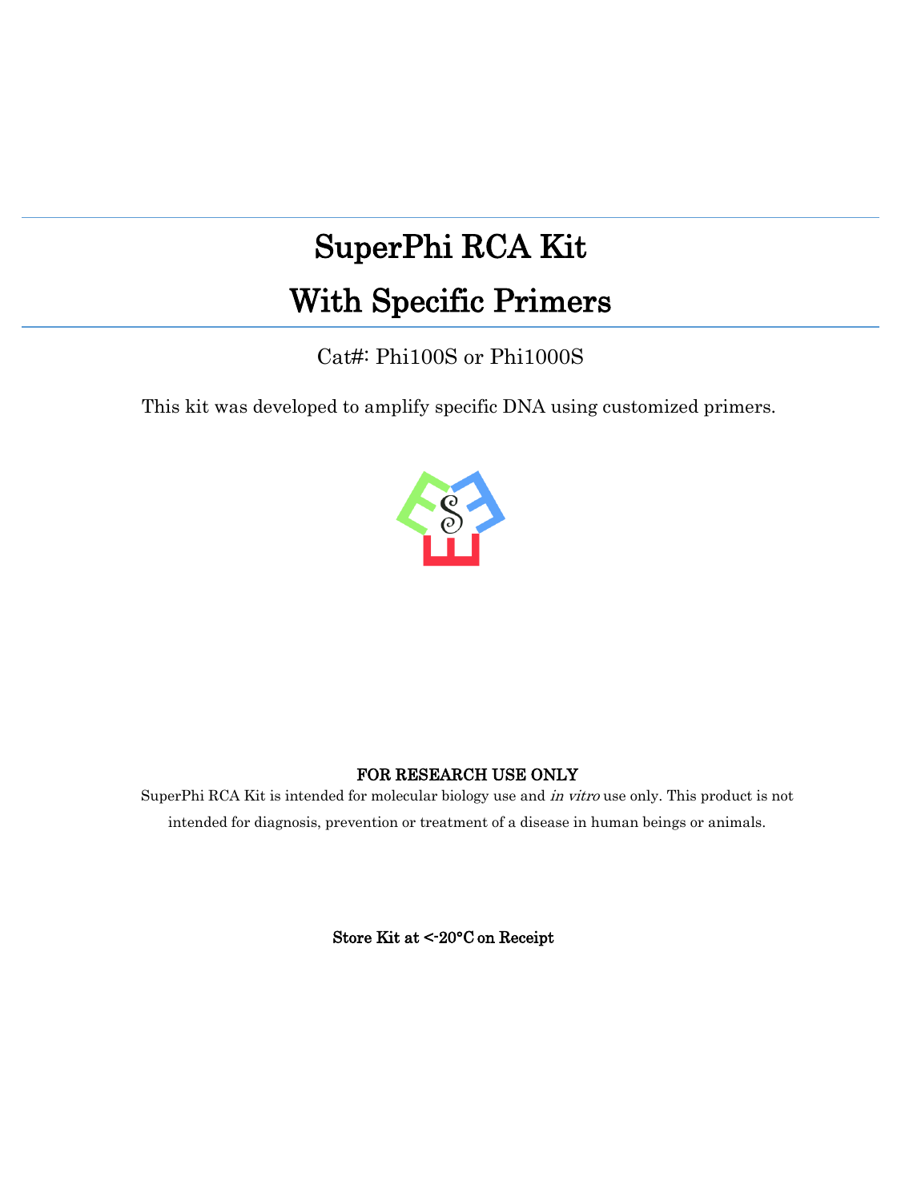# SuperPhi RCA Kit
# With Specific Primers

Cat#: Phi100S or Phi1000S

This kit was developed to amplify specific DNA using customized primers.

**FOR RESEARCH USE ONLY**

SuperPhi RCA Kit is intended for molecular biology use and *in vitro* use only. This product is not intended for diagnosis, prevention or treatment of a disease in human beings or animals.

**Store Kit at <-20°C on Receipt**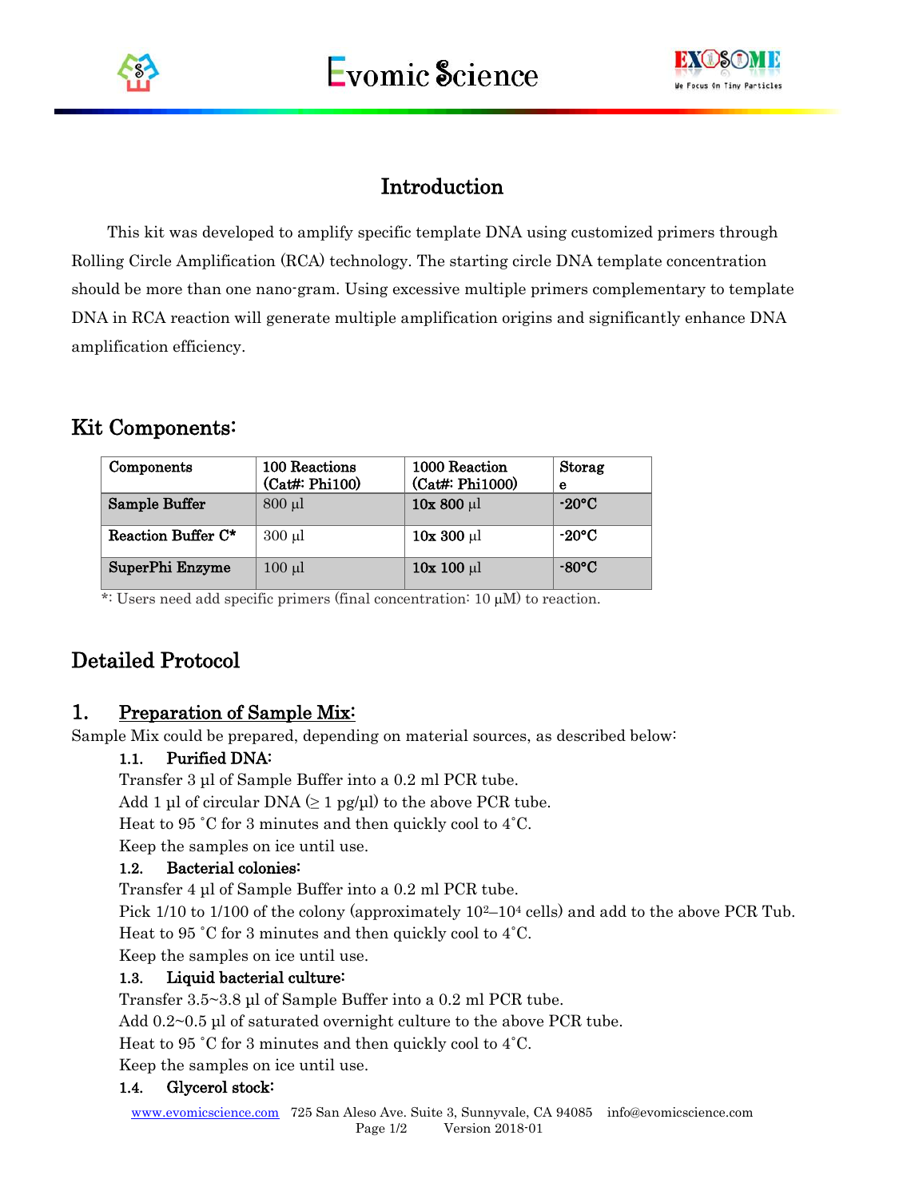## Introduction

This kit was developed to amplify specific template DNA using customized primers through Rolling Circle Amplification (RCA) technology. The starting circle DNA template concentration should be more than one nano-gram. Using excessive multiple primers complementary to template DNA in RCA reaction will generate multiple amplification origins and significantly enhance DNA amplification efficiency.

## Kit Components:

| Components | 100 Reactions (Cat#: Phi100) | 1000 Reaction (Cat#: Phi1000) | Storage |
|---|---|---|---|
| **Sample Buffer** | 800 µl | **10x 800** µl | **-20°C** |
| **Reaction Buffer C*** | 300 µl | **10x 300** µl | **-20°C** |
| **SuperPhi Enzyme** | 100 µl | **10x 100** µl | **-80°C** |

*: Users need add specific primers (final concentration: 10 µM) to reaction.

## Detailed Protocol

### 1. Preparation of Sample Mix:

Sample Mix could be prepared, depending on material sources, as described below:

#### 1.1. Purified DNA:

Transfer 3 µl of Sample Buffer into a 0.2 ml PCR tube.
Add 1 µl of circular DNA (≥ 1 pg/µl) to the above PCR tube.
Heat to 95 ˚C for 3 minutes and then quickly cool to 4˚C.
Keep the samples on ice until use.

#### 1.2. Bacterial colonies:

Transfer 4 µl of Sample Buffer into a 0.2 ml PCR tube.
Pick 1/10 to 1/100 of the colony (approximately $10^2$–$10^4$ cells) and add to the above PCR Tub.
Heat to 95 ˚C for 3 minutes and then quickly cool to 4˚C.
Keep the samples on ice until use.

#### 1.3. Liquid bacterial culture:

Transfer 3.5~3.8 µl of Sample Buffer into a 0.2 ml PCR tube.
Add 0.2~0.5 µl of saturated overnight culture to the above PCR tube.
Heat to 95 ˚C for 3 minutes and then quickly cool to 4˚C.
Keep the samples on ice until use.

#### 1.4. Glycerol stock: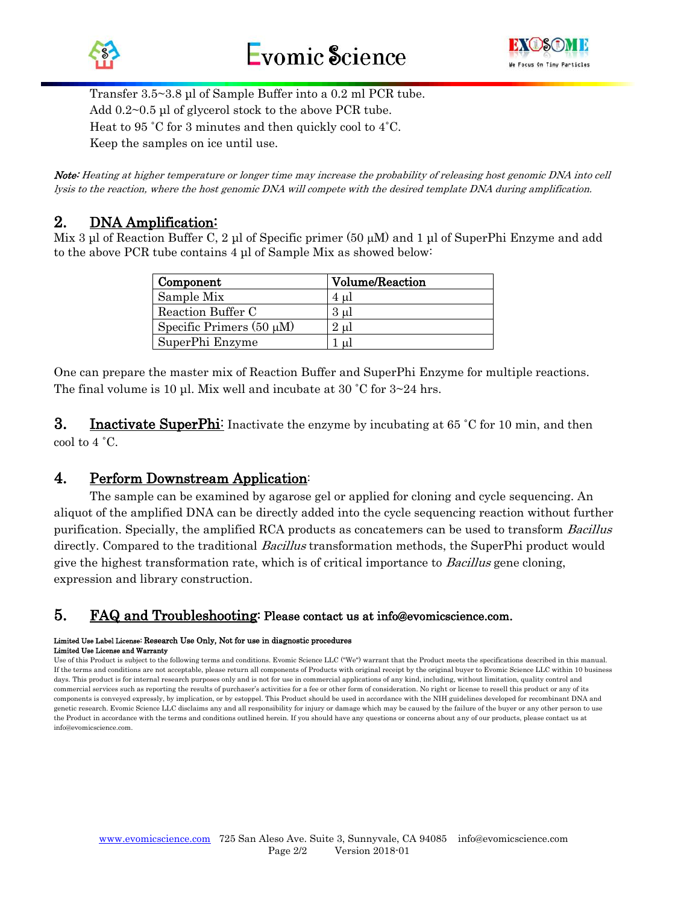Transfer 3.5~3.8 µl of Sample Buffer into a 0.2 ml PCR tube.
Add 0.2~0.5 µl of glycerol stock to the above PCR tube.
Heat to 95 ˚C for 3 minutes and then quickly cool to 4˚C.
Keep the samples on ice until use.

***Note:*** *Heating at higher temperature or longer time may increase the probability of releasing host genomic DNA into cell lysis to the reaction, where the host genomic DNA will compete with the desired template DNA during amplification.*

## 2. DNA Amplification:

Mix 3 µl of Reaction Buffer C, 2 µl of Specific primer (50 µM) and 1 µl of SuperPhi Enzyme and add to the above PCR tube contains 4 µl of Sample Mix as showed below:

| Component | Volume/Reaction |
|---|---|
| Sample Mix | 4 µl |
| Reaction Buffer C | 3 µl |
| Specific Primers (50 µM) | 2 µl |
| SuperPhi Enzyme | 1 µl |

One can prepare the master mix of Reaction Buffer and SuperPhi Enzyme for multiple reactions. The final volume is 10 µl. Mix well and incubate at 30 ˚C for 3~24 hrs.

**3. Inactivate SuperPhi:** Inactivate the enzyme by incubating at 65 ˚C for 10 min, and then cool to 4 ˚C.

## 4. Perform Downstream Application:

The sample can be examined by agarose gel or applied for cloning and cycle sequencing. An aliquot of the amplified DNA can be directly added into the cycle sequencing reaction without further purification. Specially, the amplified RCA products as concatemers can be used to transform *Bacillus* directly. Compared to the traditional *Bacillus* transformation methods, the SuperPhi product would give the highest transformation rate, which is of critical importance to *Bacillus* gene cloning, expression and library construction.

## 5. FAQ and Troubleshooting: Please contact us at info@evomicscience.com.

**Limited Use Label License: Research Use Only, Not for use in diagnostic procedures**
**Limited Use License and Warranty**

Use of this Product is subject to the following terms and conditions. Evomic Science LLC ("We") warrant that the Product meets the specifications described in this manual. If the terms and conditions are not acceptable, please return all components of Products with original receipt by the original buyer to Evomic Science LLC within 10 business days. This product is for internal research purposes only and is not for use in commercial applications of any kind, including, without limitation, quality control and commercial services such as reporting the results of purchaser's activities for a fee or other form of consideration. No right or license to resell this product or any of its components is conveyed expressly, by implication, or by estoppel. This Product should be used in accordance with the NIH guidelines developed for recombinant DNA and genetic research. Evomic Science LLC disclaims any and all responsibility for injury or damage which may be caused by the failure of the buyer or any other person to use the Product in accordance with the terms and conditions outlined herein. If you should have any questions or concerns about any of our products, please contact us at info@evomicscience.com.